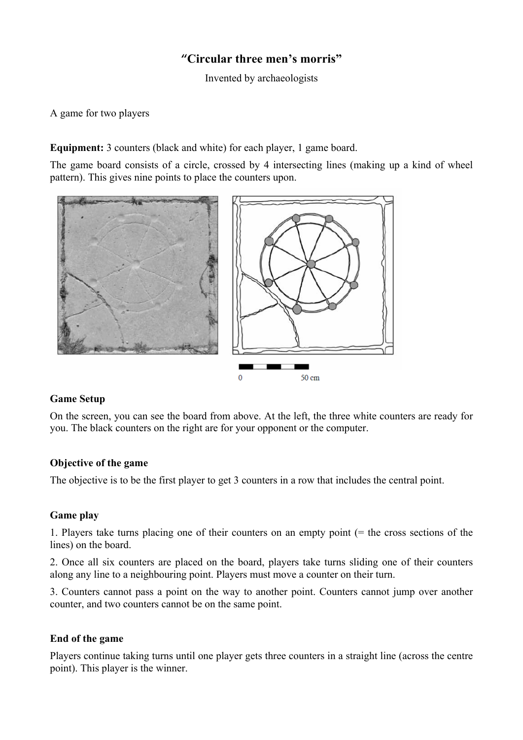# "Circular three men's morris"

Invented by archaeologists

A game for two players

**Equipment:** 3 counters (black and white) for each player, 1 game board.

The game board consists of a circle, crossed by 4 intersecting lines (making up a kind of wheel pattern). This gives nine points to place the counters upon.

0 50 cm

### Game Setup

On the screen, you can see the board from above. At the left, the three white counters are ready for you. The black counters on the right are for your opponent or the computer.

### Objective of the game

The objective is to be the first player to get 3 counters in a row that includes the central point.

### Game play

1. Players take turns placing one of their counters on an empty point (= the cross sections of the lines) on the board.

2. Once all six counters are placed on the board, players take turns sliding one of their counters along any line to a neighbouring point. Players must move a counter on their turn.

3. Counters cannot pass a point on the way to another point. Counters cannot jump over another counter, and two counters cannot be on the same point.

### End of the game

Players continue taking turns until one player gets three counters in a straight line (across the centre point). This player is the winner.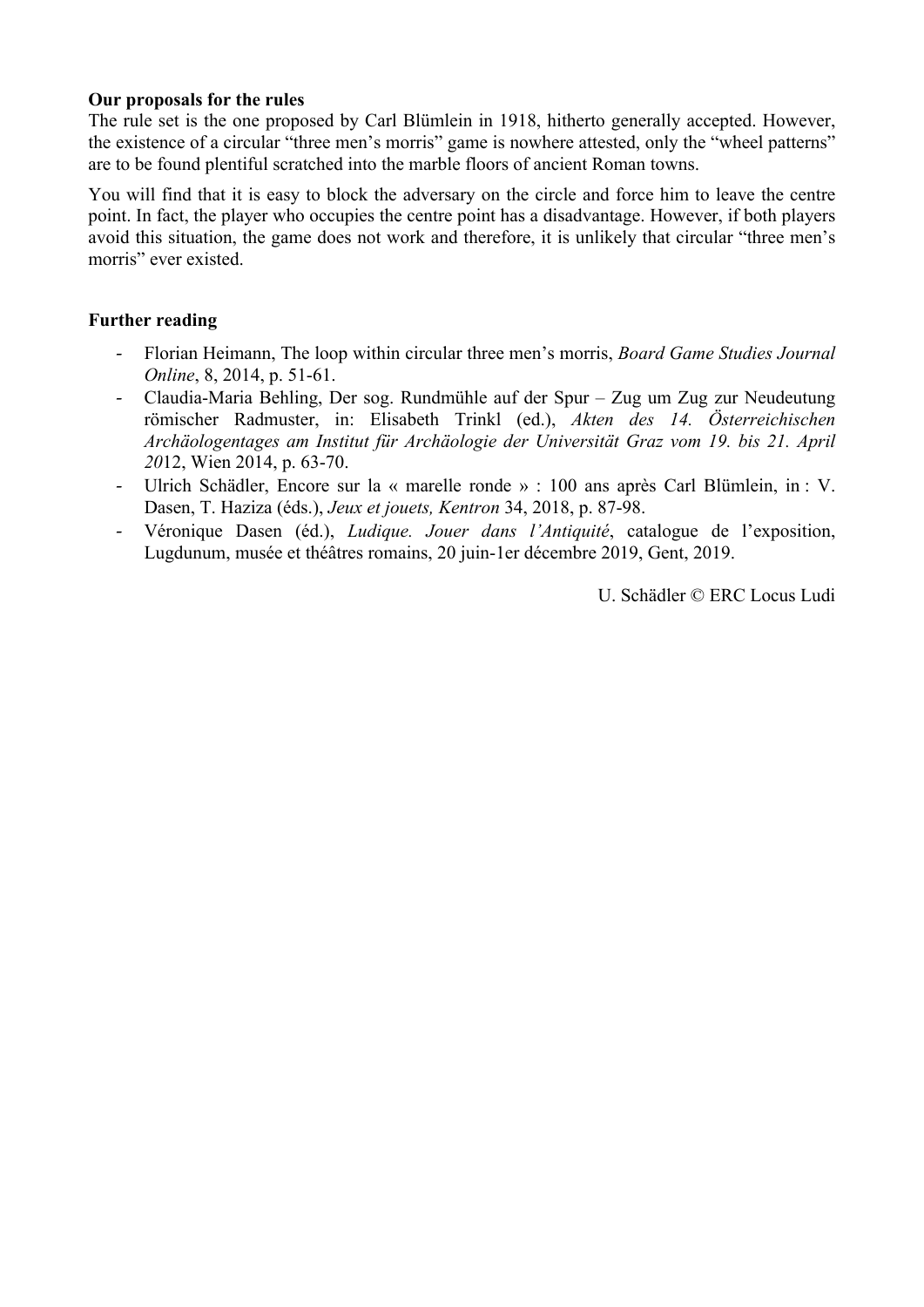**Our proposals for the rules**

The rule set is the one proposed by Carl Blümlein in 1918, hitherto generally accepted. However, the existence of a circular "three men's morris" game is nowhere attested, only the "wheel patterns" are to be found plentiful scratched into the marble floors of ancient Roman towns.

You will find that it is easy to block the adversary on the circle and force him to leave the centre point. In fact, the player who occupies the centre point has a disadvantage. However, if both players avoid this situation, the game does not work and therefore, it is unlikely that circular "three men's morris" ever existed.

**Further reading**

- Florian Heimann, The loop within circular three men's morris, *Board Game Studies Journal Online*, 8, 2014, p. 51-61.
- Claudia-Maria Behling, Der sog. Rundmühle auf der Spur – Zug um Zug zur Neudeutung römischer Radmuster, in: Elisabeth Trinkl (ed.), *Akten des 14. Österreichischen Archäologentages am Institut für Archäologie der Universität Graz vom 19. bis 21. April 20*12, Wien 2014, p. 63-70.
- Ulrich Schädler, Encore sur la « marelle ronde » : 100 ans après Carl Blümlein, in : V. Dasen, T. Haziza (éds.), *Jeux et jouets, Kentron* 34, 2018, p. 87-98.
- Véronique Dasen (éd.), *Ludique. Jouer dans l'Antiquité*, catalogue de l'exposition, Lugdunum, musée et théâtres romains, 20 juin-1er décembre 2019, Gent, 2019.

U. Schädler © ERC Locus Ludi